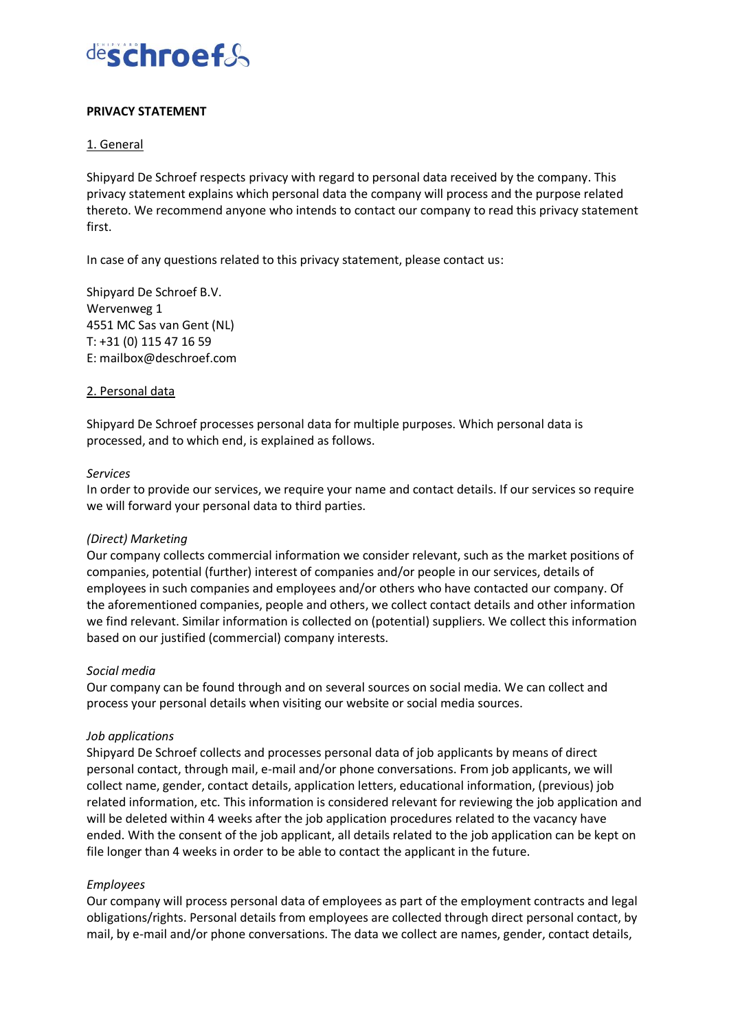# PRIVACY STATEMENT

## 1. General

Shipyard De Schroef respects privacy with regard to personal data received by the company. This privacy statement explains which personal data the company will process and the purpose related thereto. We recommend anyone who intends to contact our company to read this privacy statement first.

In case of any questions related to this privacy statement, please contact us:

Shipyard De Schroef B.V.
Wervenweg 1
4551 MC Sas van Gent (NL)
T: +31 (0) 115 47 16 59
E: mailbox@deschroef.com

## 2. Personal data

Shipyard De Schroef processes personal data for multiple purposes. Which personal data is processed, and to which end, is explained as follows.

*Services*
In order to provide our services, we require your name and contact details. If our services so require we will forward your personal data to third parties.

*(Direct) Marketing*
Our company collects commercial information we consider relevant, such as the market positions of companies, potential (further) interest of companies and/or people in our services, details of employees in such companies and employees and/or others who have contacted our company. Of the aforementioned companies, people and others, we collect contact details and other information we find relevant. Similar information is collected on (potential) suppliers. We collect this information based on our justified (commercial) company interests.

*Social media*
Our company can be found through and on several sources on social media. We can collect and process your personal details when visiting our website or social media sources.

*Job applications*
Shipyard De Schroef collects and processes personal data of job applicants by means of direct personal contact, through mail, e-mail and/or phone conversations. From job applicants, we will collect name, gender, contact details, application letters, educational information, (previous) job related information, etc. This information is considered relevant for reviewing the job application and will be deleted within 4 weeks after the job application procedures related to the vacancy have ended. With the consent of the job applicant, all details related to the job application can be kept on file longer than 4 weeks in order to be able to contact the applicant in the future.

*Employees*
Our company will process personal data of employees as part of the employment contracts and legal obligations/rights. Personal details from employees are collected through direct personal contact, by mail, by e-mail and/or phone conversations. The data we collect are names, gender, contact details,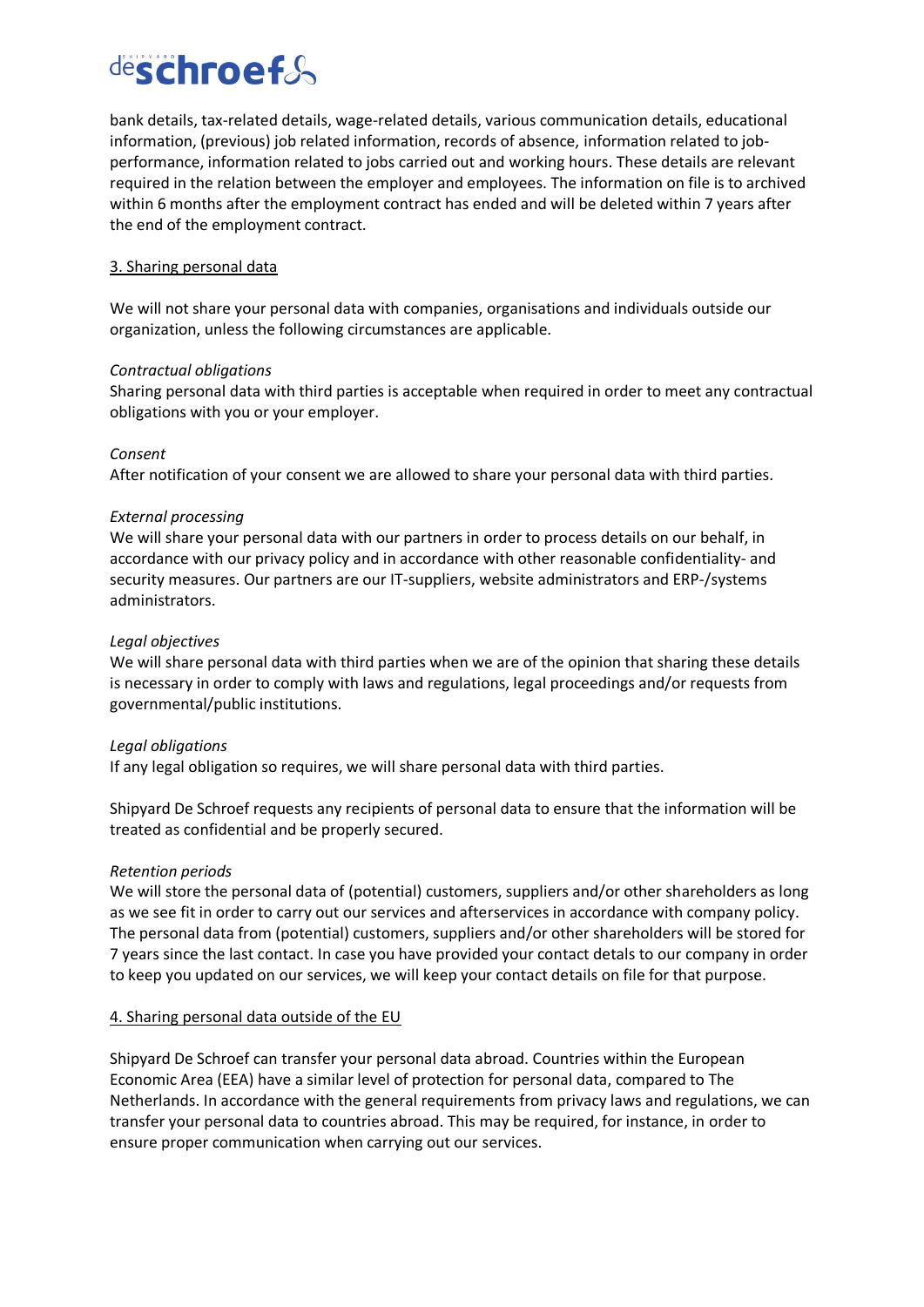bank details, tax-related details, wage-related details, various communication details, educational information, (previous) job related information, records of absence, information related to job-performance, information related to jobs carried out and working hours. These details are relevant required in the relation between the employer and employees. The information on file is to archived within 6 months after the employment contract has ended and will be deleted within 7 years after the end of the employment contract.

## 3. Sharing personal data

We will not share your personal data with companies, organisations and individuals outside our organization, unless the following circumstances are applicable.

*Contractual obligations*
Sharing personal data with third parties is acceptable when required in order to meet any contractual obligations with you or your employer.

*Consent*
After notification of your consent we are allowed to share your personal data with third parties.

*External processing*
We will share your personal data with our partners in order to process details on our behalf, in accordance with our privacy policy and in accordance with other reasonable confidentiality- and security measures. Our partners are our IT-suppliers, website administrators and ERP-/systems administrators.

*Legal objectives*
We will share personal data with third parties when we are of the opinion that sharing these details is necessary in order to comply with laws and regulations, legal proceedings and/or requests from governmental/public institutions.

*Legal obligations*
If any legal obligation so requires, we will share personal data with third parties.

Shipyard De Schroef requests any recipients of personal data to ensure that the information will be treated as confidential and be properly secured.

*Retention periods*
We will store the personal data of (potential) customers, suppliers and/or other shareholders as long as we see fit in order to carry out our services and afterservices in accordance with company policy. The personal data from (potential) customers, suppliers and/or other shareholders will be stored for 7 years since the last contact. In case you have provided your contact detals to our company in order to keep you updated on our services, we will keep your contact details on file for that purpose.

## 4. Sharing personal data outside of the EU

Shipyard De Schroef can transfer your personal data abroad. Countries within the European Economic Area (EEA) have a similar level of protection for personal data, compared to The Netherlands. In accordance with the general requirements from privacy laws and regulations, we can transfer your personal data to countries abroad. This may be required, for instance, in order to ensure proper communication when carrying out our services.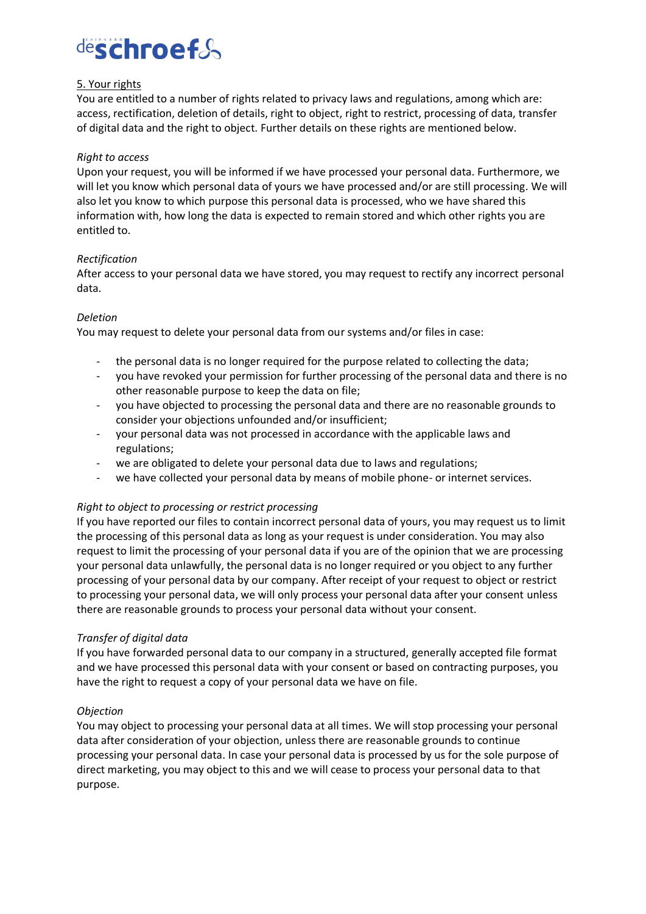## 5. Your rights

You are entitled to a number of rights related to privacy laws and regulations, among which are: access, rectification, deletion of details, right to object, right to restrict, processing of data, transfer of digital data and the right to object. Further details on these rights are mentioned below.

*Right to access*

Upon your request, you will be informed if we have processed your personal data. Furthermore, we will let you know which personal data of yours we have processed and/or are still processing. We will also let you know to which purpose this personal data is processed, who we have shared this information with, how long the data is expected to remain stored and which other rights you are entitled to.

*Rectification*

After access to your personal data we have stored, you may request to rectify any incorrect personal data.

*Deletion*

You may request to delete your personal data from our systems and/or files in case:

- the personal data is no longer required for the purpose related to collecting the data;
- you have revoked your permission for further processing of the personal data and there is no other reasonable purpose to keep the data on file;
- you have objected to processing the personal data and there are no reasonable grounds to consider your objections unfounded and/or insufficient;
- your personal data was not processed in accordance with the applicable laws and regulations;
- we are obligated to delete your personal data due to laws and regulations;
- we have collected your personal data by means of mobile phone- or internet services.

*Right to object to processing or restrict processing*

If you have reported our files to contain incorrect personal data of yours, you may request us to limit the processing of this personal data as long as your request is under consideration. You may also request to limit the processing of your personal data if you are of the opinion that we are processing your personal data unlawfully, the personal data is no longer required or you object to any further processing of your personal data by our company. After receipt of your request to object or restrict to processing your personal data, we will only process your personal data after your consent unless there are reasonable grounds to process your personal data without your consent.

*Transfer of digital data*

If you have forwarded personal data to our company in a structured, generally accepted file format and we have processed this personal data with your consent or based on contracting purposes, you have the right to request a copy of your personal data we have on file.

*Objection*

You may object to processing your personal data at all times. We will stop processing your personal data after consideration of your objection, unless there are reasonable grounds to continue processing your personal data. In case your personal data is processed by us for the sole purpose of direct marketing, you may object to this and we will cease to process your personal data to that purpose.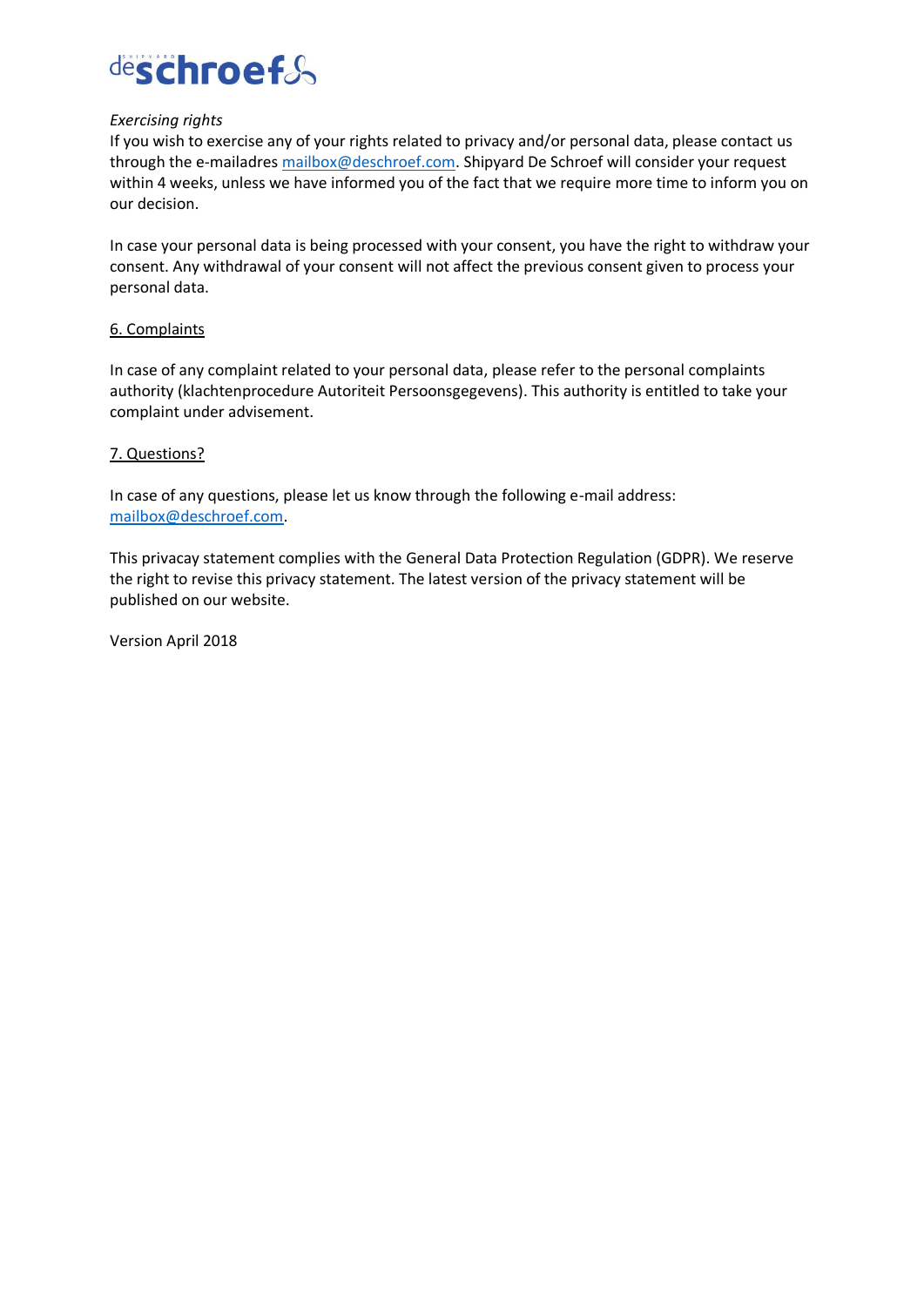*Exercising rights*
If you wish to exercise any of your rights related to privacy and/or personal data, please contact us through the e-mailadres mailbox@deschroef.com. Shipyard De Schroef will consider your request within 4 weeks, unless we have informed you of the fact that we require more time to inform you on our decision.

In case your personal data is being processed with your consent, you have the right to withdraw your consent. Any withdrawal of your consent will not affect the previous consent given to process your personal data.

## 6. Complaints

In case of any complaint related to your personal data, please refer to the personal complaints authority (klachtenprocedure Autoriteit Persoonsgegevens). This authority is entitled to take your complaint under advisement.

## 7. Questions?

In case of any questions, please let us know through the following e-mail address: mailbox@deschroef.com.

This privacay statement complies with the General Data Protection Regulation (GDPR). We reserve the right to revise this privacy statement. The latest version of the privacy statement will be published on our website.

Version April 2018